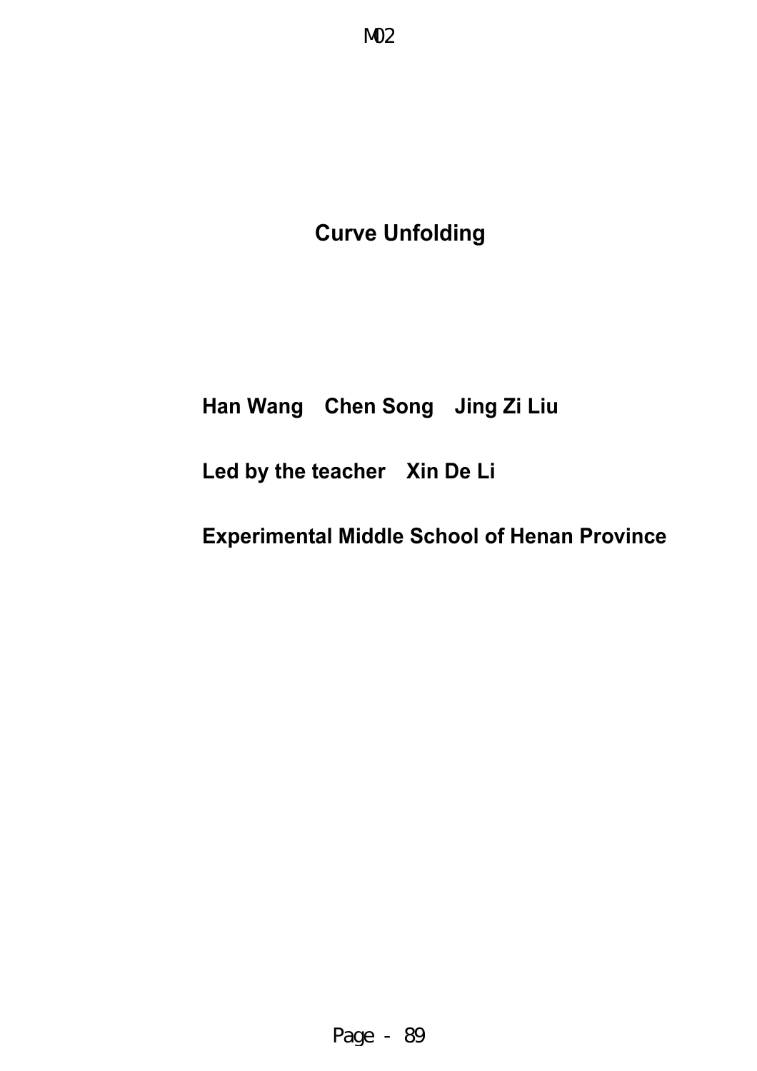# Curve Unfolding

**Han Wang　Chen Song　Jing Zi Liu**

**Led by the teacher　Xin De Li**

**Experimental Middle School of Henan Province**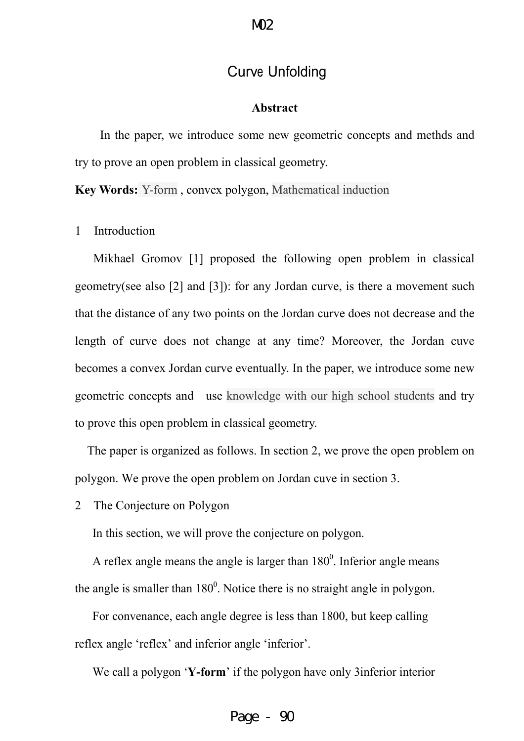# Curve Unfolding

**Abstract**

In the paper, we introduce some new geometric concepts and methds and try to prove an open problem in classical geometry.

**Key Words:** Y-form , convex polygon, Mathematical induction

## 1 Introduction

Mikhael Gromov [1] proposed the following open problem in classical geometry(see also [2] and [3]): for any Jordan curve, is there a movement such that the distance of any two points on the Jordan curve does not decrease and the length of curve does not change at any time? Moreover, the Jordan cuve becomes a convex Jordan curve eventually. In the paper, we introduce some new geometric concepts and use knowledge with our high school students and try to prove this open problem in classical geometry.

The paper is organized as follows. In section 2, we prove the open problem on polygon. We prove the open problem on Jordan cuve in section 3.

## 2 The Conjecture on Polygon

In this section, we will prove the conjecture on polygon.

A reflex angle means the angle is larger than $180^0$. Inferior angle means the angle is smaller than $180^0$. Notice there is no straight angle in polygon.

For convenance, each angle degree is less than 1800, but keep calling reflex angle 'reflex' and inferior angle 'inferior'.

We call a polygon '**Y-form**' if the polygon have only 3inferior interior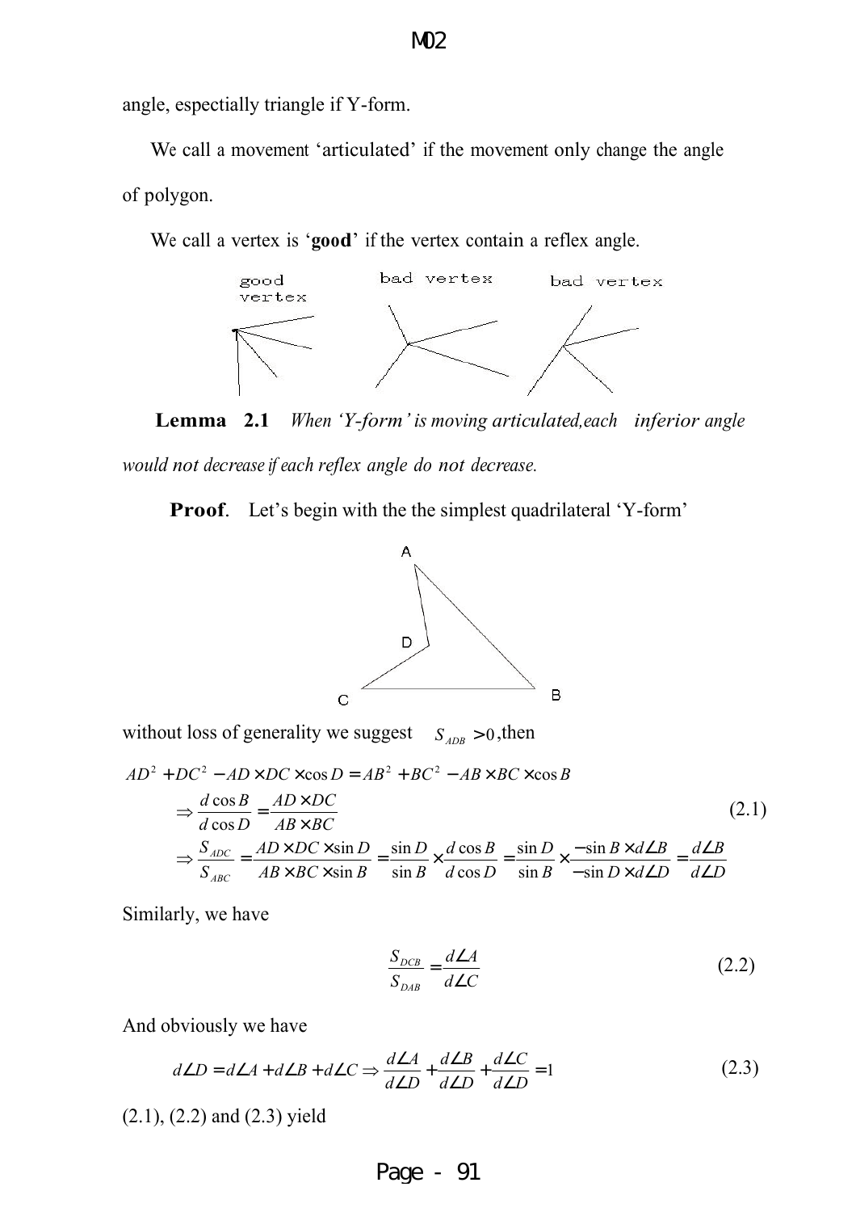angle, espectially triangle if Y-form.

We call a movement 'articulated' if the movement only change the angle of polygon.

We call a vertex is '**good**' if the vertex contain a reflex angle.

good vertex　　bad vertex　　bad vertex

**Lemma 2.1** *When 'Y-form' is moving articulated,each inferior angle would not decrease if each reflex angle do not decrease.*

**Proof**. Let's begin with the the simplest quadrilateral 'Y-form'

without loss of generality we suggest $S_{ADB} > 0$,then

$$AD^2 + DC^2 - AD \times DC \times \cos D = AB^2 + BC^2 - AB \times BC \times \cos B$$

$$\Rightarrow \frac{d\cos B}{d\cos D} = \frac{AD \times DC}{AB \times BC} \tag{2.1}$$

$$\Rightarrow \frac{S_{ADC}}{S_{ABC}} = \frac{AD \times DC \times \sin D}{AB \times BC \times \sin B} = \frac{\sin D}{\sin B} \times \frac{d\cos B}{d\cos D} = \frac{\sin D}{\sin B} \times \frac{-\sin B \times d\angle B}{-\sin D \times d\angle D} = \frac{d\angle B}{d\angle D}$$

Similarly, we have

$$\frac{S_{DCB}}{S_{DAB}} = \frac{d\angle A}{d\angle C} \tag{2.2}$$

And obviously we have

$$d\angle D = d\angle A + d\angle B + d\angle C \Rightarrow \frac{d\angle A}{d\angle D} + \frac{d\angle B}{d\angle D} + \frac{d\angle C}{d\angle D} = 1 \tag{2.3}$$

(2.1), (2.2) and (2.3) yield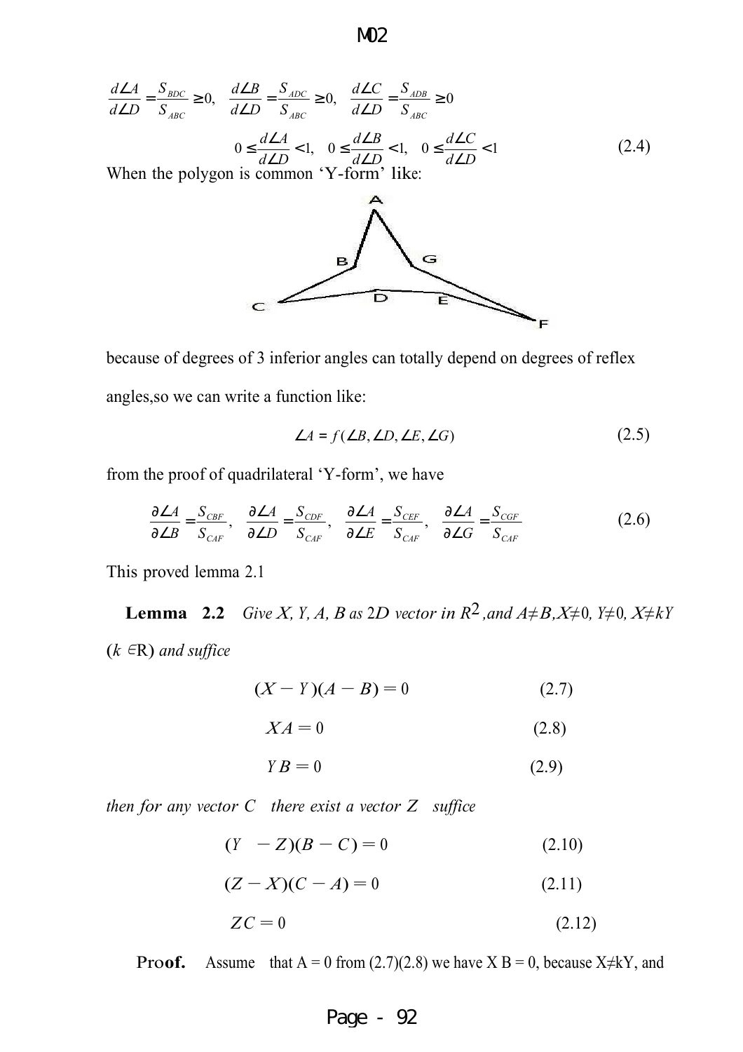$$\frac{d\angle A}{d\angle D} = \frac{S_{BDC}}{S_{ABC}} \geq 0, \quad \frac{d\angle B}{d\angle D} = \frac{S_{ADC}}{S_{ABC}} \geq 0, \quad \frac{d\angle C}{d\angle D} = \frac{S_{ADB}}{S_{ABC}} \geq 0$$

$$0 \leq \frac{d\angle A}{d\angle D} < 1, \quad 0 \leq \frac{d\angle B}{d\angle D} < 1, \quad 0 \leq \frac{d\angle C}{d\angle D} < 1 \tag{2.4}$$

When the polygon is common 'Y-form' like:

because of degrees of 3 inferior angles can totally depend on degrees of reflex angles,so we can write a function like:

$$\angle A = f(\angle B, \angle D, \angle E, \angle G) \tag{2.5}$$

from the proof of quadrilateral 'Y-form', we have

$$\frac{\partial \angle A}{\partial \angle B} = \frac{S_{CBF}}{S_{CAF}}, \quad \frac{\partial \angle A}{\partial \angle D} = \frac{S_{CDF}}{S_{CAF}}, \quad \frac{\partial \angle A}{\partial \angle E} = \frac{S_{CEF}}{S_{CAF}}, \quad \frac{\partial \angle A}{\partial \angle G} = \frac{S_{CGF}}{S_{CAF}} \tag{2.6}$$

This proved lemma 2.1

**Lemma 2.2** *Give $X, Y, A, B$ as 2D vector in $R^2$, and $A \neq B, X \neq 0, Y \neq 0, X \neq kY$ ($k \in$ R) and suffice*

$$(X - Y)(A - B) = 0 \tag{2.7}$$

$$XA = 0 \tag{2.8}$$

$$YB = 0 \tag{2.9}$$

*then for any vector $C$ there exist a vector $Z$ suffice*

$$(Y - Z)(B - C) = 0 \tag{2.10}$$

$$(Z - X)(C - A) = 0 \tag{2.11}$$

$$ZC = 0 \tag{2.12}$$

**Proof.** Assume that A = 0 from (2.7)(2.8) we have X B = 0, because X≠kY, and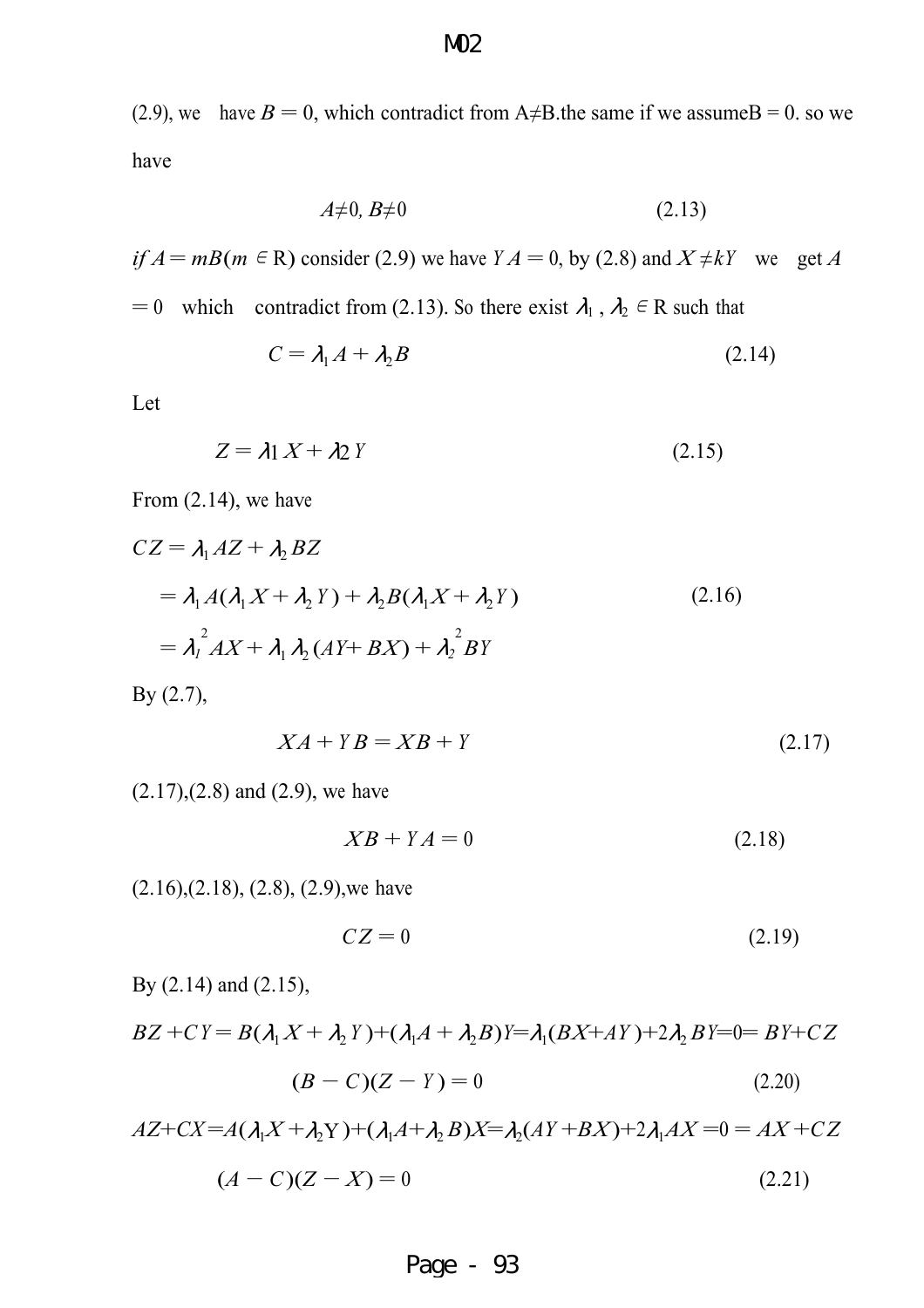(2.9), we have $B = 0$, which contradict from A≠B.the same if we assumeB = 0. so we have

$$A \neq 0,\ B \neq 0 \tag{2.13}$$

*if* $A = mB (m \in \mathrm{R})$ consider (2.9) we have $YA = 0$, by (2.8) and $X \neq kY$ we get $A = 0$ which contradict from (2.13). So there exist $\lambda_1$ , $\lambda_2 \in \mathrm{R}$ such that

$$C = \lambda_1 A + \lambda_2 B \tag{2.14}$$

Let

$$Z = \lambda 1 X + \lambda 2 Y \tag{2.15}$$

From (2.14), we have

$$\begin{aligned} CZ &= \lambda_1 AZ + \lambda_2 BZ \\ &= \lambda_1 A(\lambda_1 X + \lambda_2 Y) + \lambda_2 B(\lambda_1 X + \lambda_2 Y) \\ &= \lambda_1^2 AX + \lambda_1 \lambda_2 (AY + BX) + \lambda_2^2 BY \end{aligned} \tag{2.16}$$

By (2.7),

$$XA + YB = XB + Y \tag{2.17}$$

(2.17),(2.8) and (2.9), we have

$$XB + YA = 0 \tag{2.18}$$

(2.16),(2.18), (2.8), (2.9),we have

$$CZ = 0 \tag{2.19}$$

By (2.14) and (2.15),

$$BZ + CY = B(\lambda_1 X + \lambda_2 Y) + (\lambda_1 A + \lambda_2 B)Y = \lambda_1 (BX + AY) + 2\lambda_2 BY = 0 = BY + CZ$$

$$(B - C)(Z - Y) = 0 \tag{2.20}$$

$$AZ + CX = A(\lambda_1 X + \lambda_2 Y) + (\lambda_1 A + \lambda_2 B)X = \lambda_2 (AY + BX) + 2\lambda_1 AX = 0 = AX + CZ$$

$$(A - C)(Z - X) = 0 \tag{2.21}$$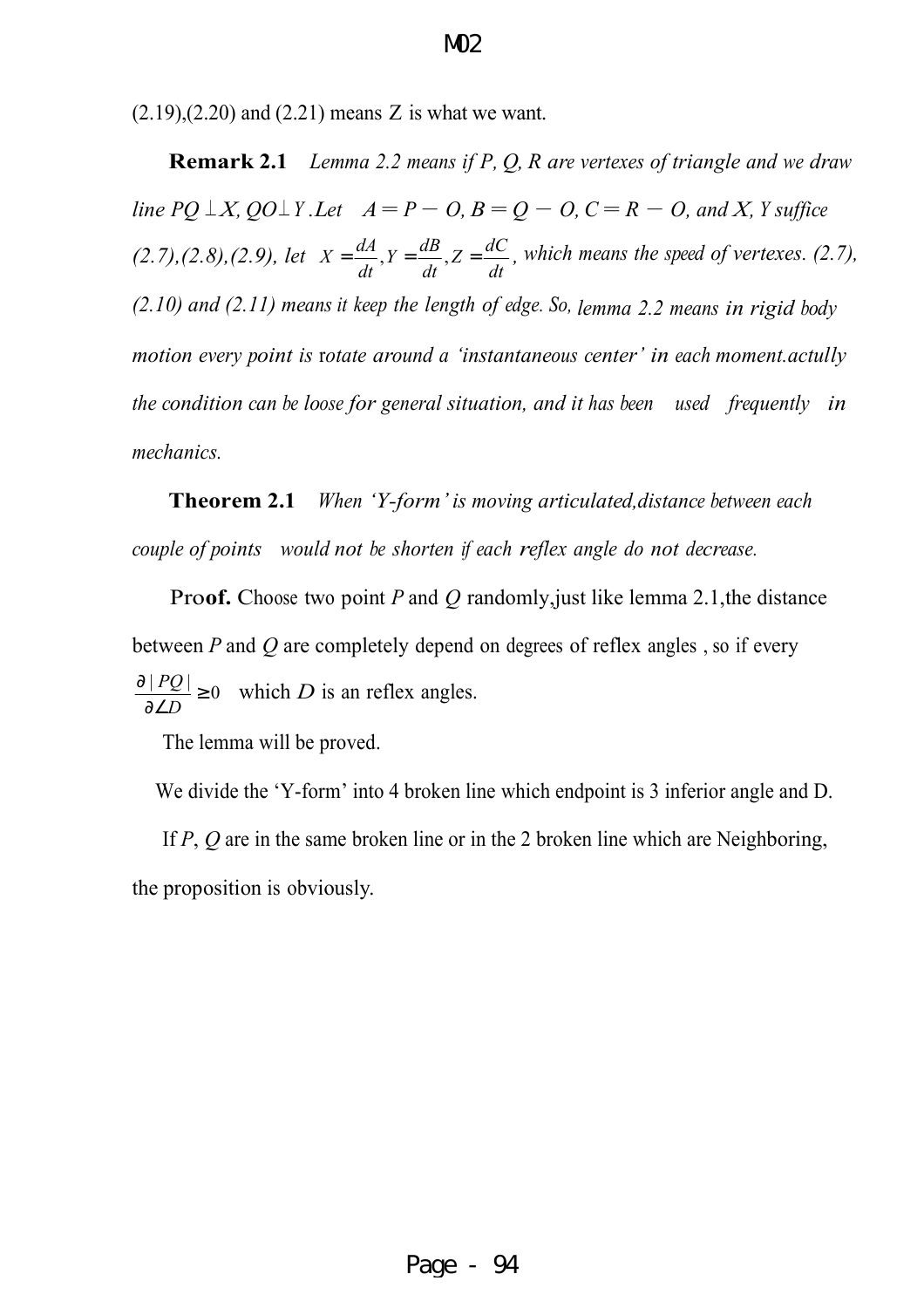(2.19),(2.20) and (2.21) means Z is what we want.

**Remark 2.1** *Lemma 2.2 means if P, Q, R are vertexes of triangle and we draw line $PQ \perp X$, $QO \perp Y$. Let $A = P - O$, $B = Q - O$, $C = R - O$, and X, Y suffice (2.7),(2.8),(2.9), let $X = \frac{dA}{dt}, Y = \frac{dB}{dt}, Z = \frac{dC}{dt}$, which means the speed of vertexes. (2.7), (2.10) and (2.11) means it keep the length of edge. So, lemma 2.2 means in rigid body motion every point is rotate around a 'instantaneous center' in each moment.actully the condition can be loose for general situation, and it has been used frequently in mechanics.*

**Theorem 2.1** *When 'Y-form' is moving articulated,distance between each couple of points would not be shorten if each reflex angle do not decrease.*

**Proof.** Choose two point *P* and *Q* randomly,just like lemma 2.1,the distance between *P* and *Q* are completely depend on degrees of reflex angles , so if every $\frac{\partial |PQ|}{\partial \angle D} \geq 0$ which *D* is an reflex angles.

The lemma will be proved.

We divide the 'Y-form' into 4 broken line which endpoint is 3 inferior angle and D.

If *P*, *Q* are in the same broken line or in the 2 broken line which are Neighboring, the proposition is obviously.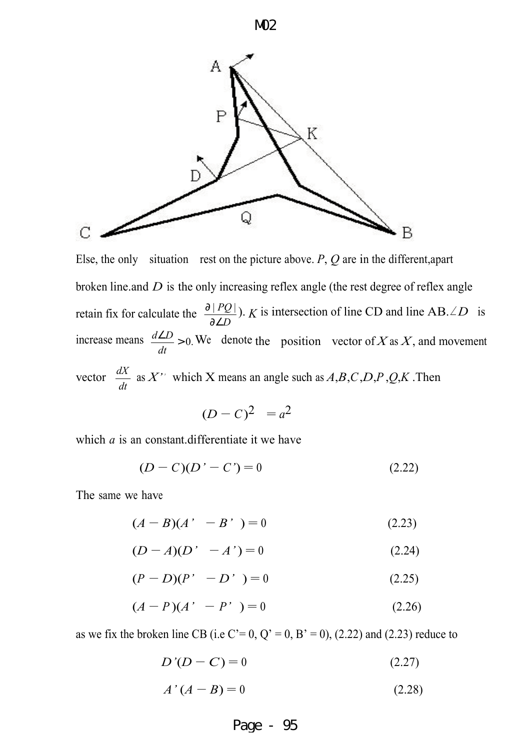Else, the only situation rest on the picture above. $P$, $Q$ are in the different,apart broken line.and $D$ is the only increasing reflex angle (the rest degree of reflex angle retain fix for calculate the $\frac{\partial |PQ|}{\partial \angle D}$). $K$ is intersection of line CD and line AB. $\angle D$ is increase means $\frac{d\angle D}{dt} > 0$. We denote the position vector of $X$ as $X$, and movement vector $\frac{dX}{dt}$ as $X'$ which X means an angle such as $A,B,C,D,P,Q,K$ .Then

$$(D - C)^2 = a^2$$

which $a$ is an constant.differentiate it we have

$$(D - C)(D' - C') = 0 \tag{2.22}$$

The same we have

$$(A - B)(A' - B') = 0 \tag{2.23}$$

$$(D - A)(D' - A') = 0 \tag{2.24}$$

$$(P - D)(P' - D') = 0 \tag{2.25}$$

$$(A - P)(A' - P') = 0 \tag{2.26}$$

as we fix the broken line CB (i.e $C' = 0$, $Q' = 0$, $B' = 0$), (2.22) and (2.23) reduce to

$$D'(D - C) = 0 \tag{2.27}$$

$$A'(A - B) = 0 \tag{2.28}$$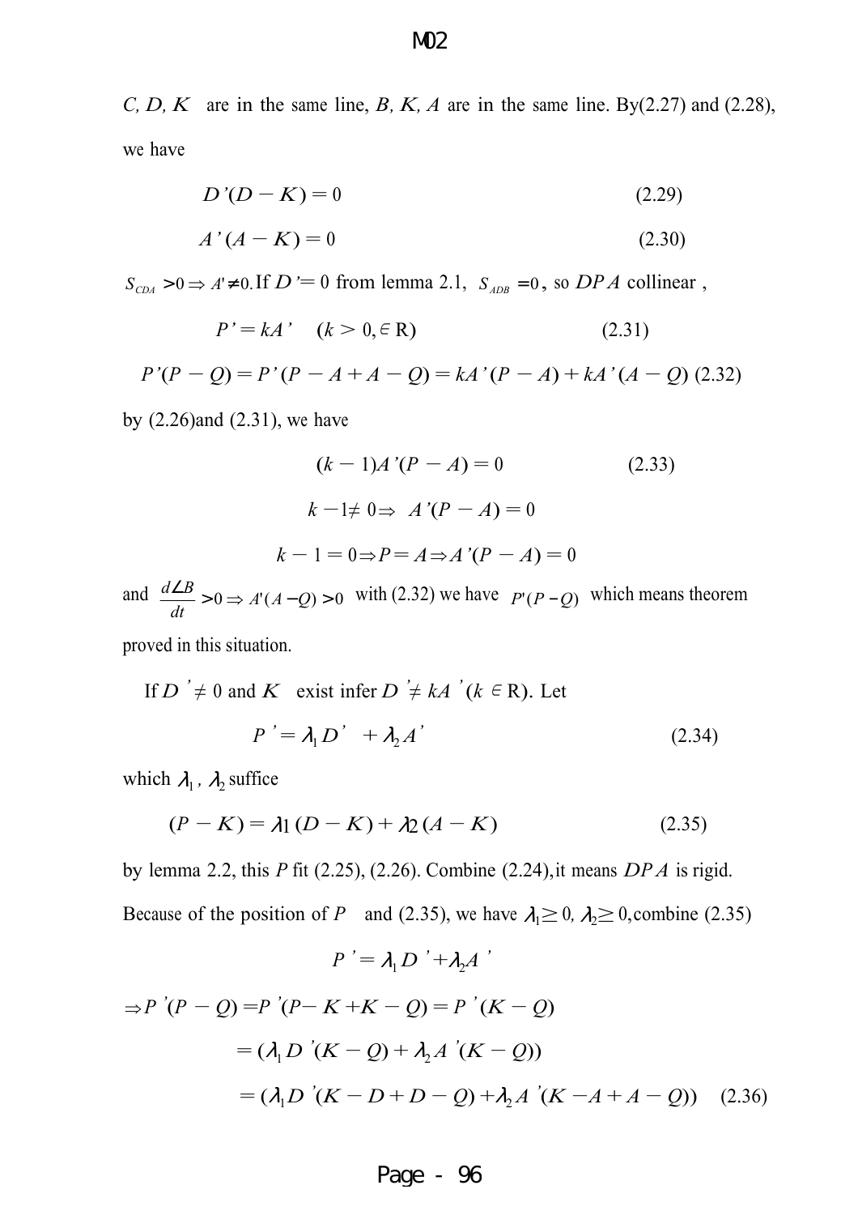$C, D, K$ are in the same line, $B, K, A$ are in the same line. By(2.27) and (2.28), we have

$$D'(D - K) = 0 \qquad (2.29)$$

$$A'(A - K) = 0 \qquad (2.30)$$

$S_{CDA} > 0 \Rightarrow A' \neq 0$. If $D' = 0$ from lemma 2.1, $S_{ADB} = 0$, so $DPA$ collinear ,

$$P' = kA' \quad (k > 0, \in \mathrm{R}) \qquad (2.31)$$

$$P'(P - Q) = P'(P - A + A - Q) = kA'(P - A) + kA'(A - Q) \quad (2.32)$$

by (2.26)and (2.31), we have

$$(k - 1)A'(P - A) = 0 \qquad (2.33)$$

$$k - 1 \neq 0 \Rightarrow A'(P - A) = 0$$

$$k - 1 = 0 \Rightarrow P = A \Rightarrow A'(P - A) = 0$$

and $\frac{d\angle B}{dt} > 0 \Rightarrow A'(A - Q) > 0$ with (2.32) we have $P'(P - Q)$ which means theorem proved in this situation.

If $D' \neq 0$ and $K$ exist infer $D' \neq kA'$ $(k \in \mathrm{R})$. Let

$$P' = \lambda_1 D' + \lambda_2 A' \qquad (2.34)$$

which $\lambda_1$, $\lambda_2$ suffice

$$(P - K) = \lambda_1 (D - K) + \lambda_2 (A - K) \qquad (2.35)$$

by lemma 2.2, this $P$ fit (2.25), (2.26). Combine (2.24),it means $DPA$ is rigid. Because of the position of $P$ and (2.35), we have $\lambda_1 \geq 0, \lambda_2 \geq 0$, combine (2.35)

$$P' = \lambda_1 D' + \lambda_2 A'$$

$$\Rightarrow P'(P - Q) = P'(P - K + K - Q) = P'(K - Q)$$

$$= (\lambda_1 D'(K - Q) + \lambda_2 A'(K - Q))$$

$$= (\lambda_1 D'(K - D + D - Q) + \lambda_2 A'(K - A + A - Q)) \quad (2.36)$$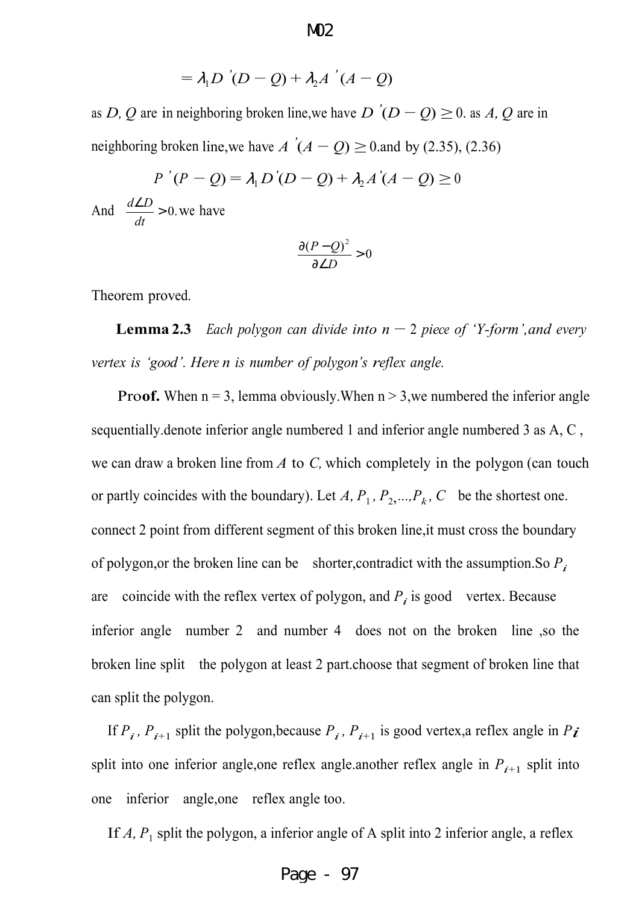$$= \lambda_1 D\ '(D - Q) + \lambda_2 A\ '(A - Q)$$

as $D, Q$ are in neighboring broken line,we have $D\ '(D - Q) \geq 0$. as $A, Q$ are in neighboring broken line,we have $A\ '(A - Q) \geq 0$.and by (2.35), (2.36)

$$P\ '(P - Q) = \lambda_1 D'(D - Q) + \lambda_2 A'(A - Q) \geq 0$$

And $\frac{d\angle D}{dt} > 0$.we have

$$\frac{\partial (P - Q)^2}{\partial \angle D} > 0$$

Theorem proved.

**Lemma 2.3** *Each polygon can divide into $n - 2$ piece of 'Y-form',and every vertex is 'good'. Here $n$ is number of polygon's reflex angle.*

**Proof.** When n = 3, lemma obviously.When n > 3,we numbered the inferior angle sequentially.denote inferior angle numbered 1 and inferior angle numbered 3 as A, C , we can draw a broken line from $A$ to $C$, which completely in the polygon (can touch or partly coincides with the boundary). Let $A, P_1, P_2, ..., P_k, C$ be the shortest one. connect 2 point from different segment of this broken line,it must cross the boundary of polygon,or the broken line can be shorter,contradict with the assumption.So $P_i$ are coincide with the reflex vertex of polygon, and $P_i$ is good vertex. Because inferior angle number 2 and number 4 does not on the broken line ,so the broken line split the polygon at least 2 part.choose that segment of broken line that can split the polygon.

If $P_i$, $P_{i+1}$ split the polygon,because $P_i$, $P_{i+1}$ is good vertex,a reflex angle in $P_i$ split into one inferior angle,one reflex angle.another reflex angle in $P_{i+1}$ split into one inferior angle,one reflex angle too.

If $A, P_1$ split the polygon, a inferior angle of A split into 2 inferior angle, a reflex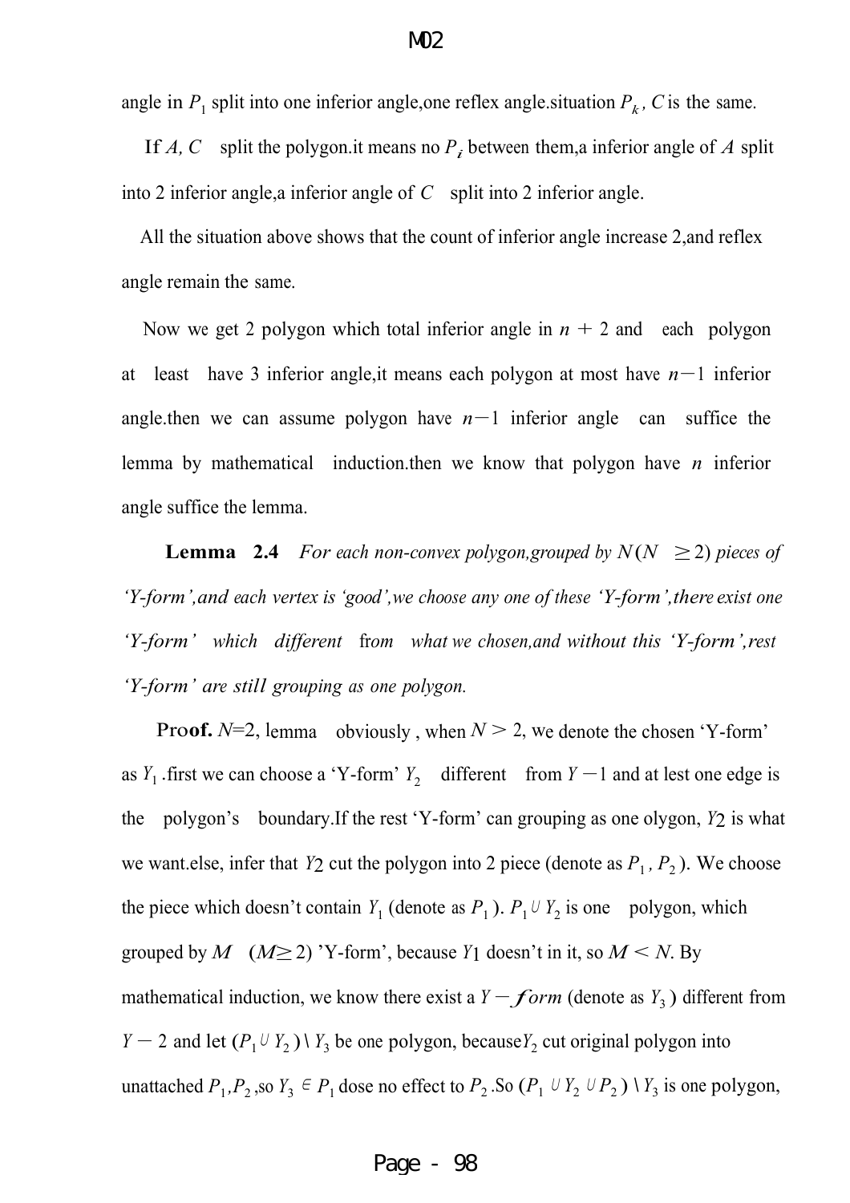angle in $P_1$ split into one inferior angle,one reflex angle.situation $P_k$, $C$ is the same.

If $A, C$ split the polygon.it means no $P_i$ between them,a inferior angle of $A$ split into 2 inferior angle,a inferior angle of $C$ split into 2 inferior angle.

All the situation above shows that the count of inferior angle increase 2,and reflex angle remain the same.

Now we get 2 polygon which total inferior angle in $n + 2$ and each polygon at least have 3 inferior angle,it means each polygon at most have $n-1$ inferior angle.then we can assume polygon have $n-1$ inferior angle can suffice the lemma by mathematical induction.then we know that polygon have $n$ inferior angle suffice the lemma.

**Lemma 2.4** *For each non-convex polygon,grouped by $N(N \geq 2)$ pieces of 'Y-form',and each vertex is 'good',we choose any one of these 'Y-form',there exist one 'Y-form' which different from what we chosen,and without this 'Y-form',rest 'Y-form' are still grouping as one polygon.*

**Proof.** $N$=2, lemma obviously , when $N > 2$, we denote the chosen 'Y-form' as $Y_1$ .first we can choose a 'Y-form' $Y_2$ different from $Y-1$ and at lest one edge is the polygon's boundary.If the rest 'Y-form' can grouping as one olygon, $Y2$ is what we want.else, infer that $Y2$ cut the polygon into 2 piece (denote as $P_1, P_2$). We choose the piece which doesn't contain $Y_1$ (denote as $P_1$). $P_1 \cup Y_2$ is one polygon, which grouped by $M$ $(M \geq 2)$ 'Y-form', because $Y1$ doesn't in it, so $M < N$. By mathematical induction, we know there exist a $Y-form$ (denote as $Y_3$) different from $Y-2$ and let $(P_1 \cup Y_2) \setminus Y_3$ be one polygon, because$Y_2$ cut original polygon into unattached $P_1$,$P_2$ ,so $Y_3 \in P_1$ dose no effect to $P_2$ .So $(P_1 \cup Y_2 \cup P_2) \setminus Y_3$ is one polygon,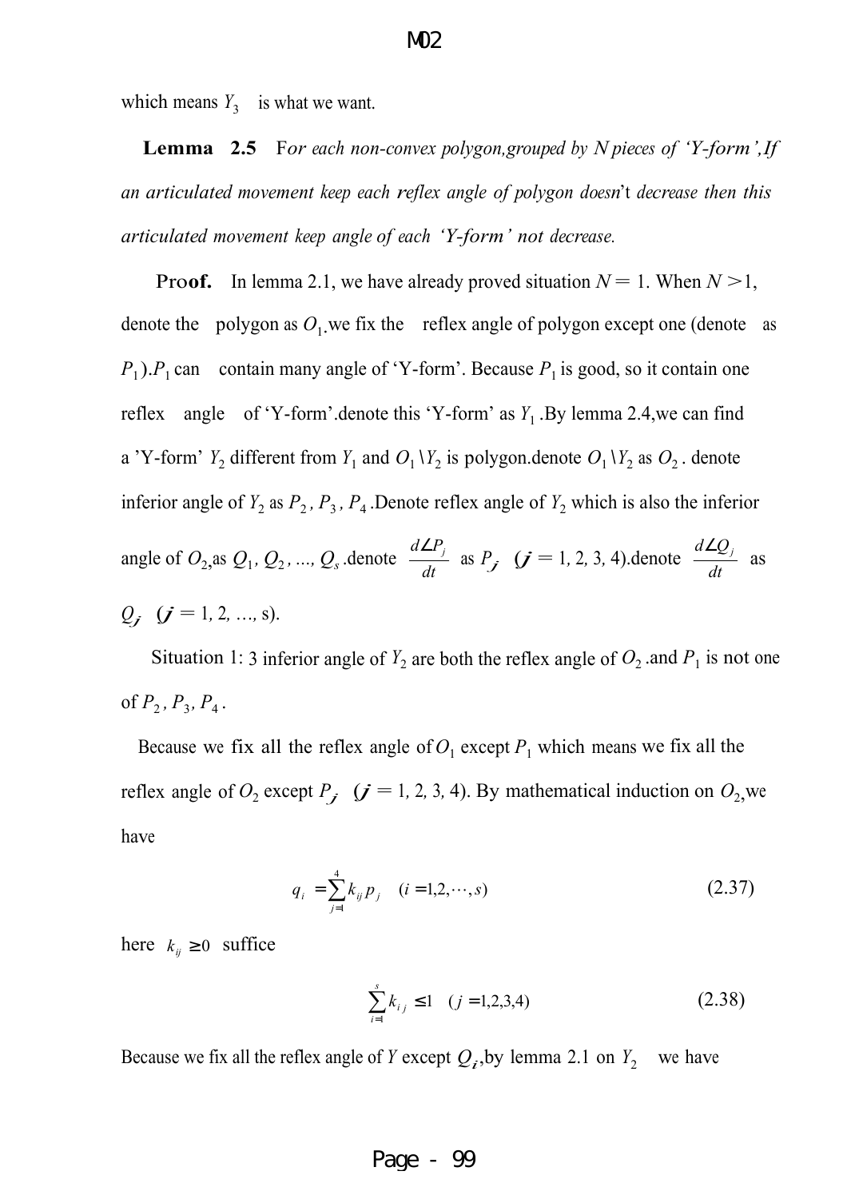which means $Y_3$ is what we want.

**Lemma 2.5** *For each non-convex polygon,grouped by N pieces of 'Y-form',If an articulated movement keep each reflex angle of polygon doesn't decrease then this articulated movement keep angle of each 'Y-form' not decrease.*

**Proof.** In lemma 2.1, we have already proved situation $N = 1$. When $N > 1$, denote the polygon as $O_1$.we fix the reflex angle of polygon except one (denote as $P_1$).$P_1$ can contain many angle of 'Y-form'. Because $P_1$ is good, so it contain one reflex angle of 'Y-form'.denote this 'Y-form' as $Y_1$.By lemma 2.4,we can find a 'Y-form' $Y_2$ different from $Y_1$ and $O_1 \backslash Y_2$ is polygon.denote $O_1 \backslash Y_2$ as $O_2$. denote inferior angle of $Y_2$ as $P_2, P_3, P_4$.Denote reflex angle of $Y_2$ which is also the inferior angle of $O_2$,as $Q_1, Q_2, ..., Q_s$.denote $\frac{d\angle P_j}{dt}$ as $P_j$ ($j = 1, 2, 3, 4$).denote $\frac{d\angle Q_j}{dt}$ as $Q_j$ ($j = 1, 2, ..., s$).

Situation 1: 3 inferior angle of $Y_2$ are both the reflex angle of $O_2$.and $P_1$ is not one of $P_2, P_3, P_4$.

Because we fix all the reflex angle of $O_1$ except $P_1$ which means we fix all the reflex angle of $O_2$ except $P_j$ ($j = 1, 2, 3, 4$). By mathematical induction on $O_2$,we have

$$q_i = \sum_{j=1}^{4} k_{ij} p_j \quad (i = 1, 2, \cdots, s) \tag{2.37}$$

here $k_{ij} \geq 0$ suffice

$$\sum_{i=1}^{s} k_{ij} \leq 1 \quad (j = 1, 2, 3, 4) \tag{2.38}$$

Because we fix all the reflex angle of $Y$ except $Q_i$,by lemma 2.1 on $Y_2$ we have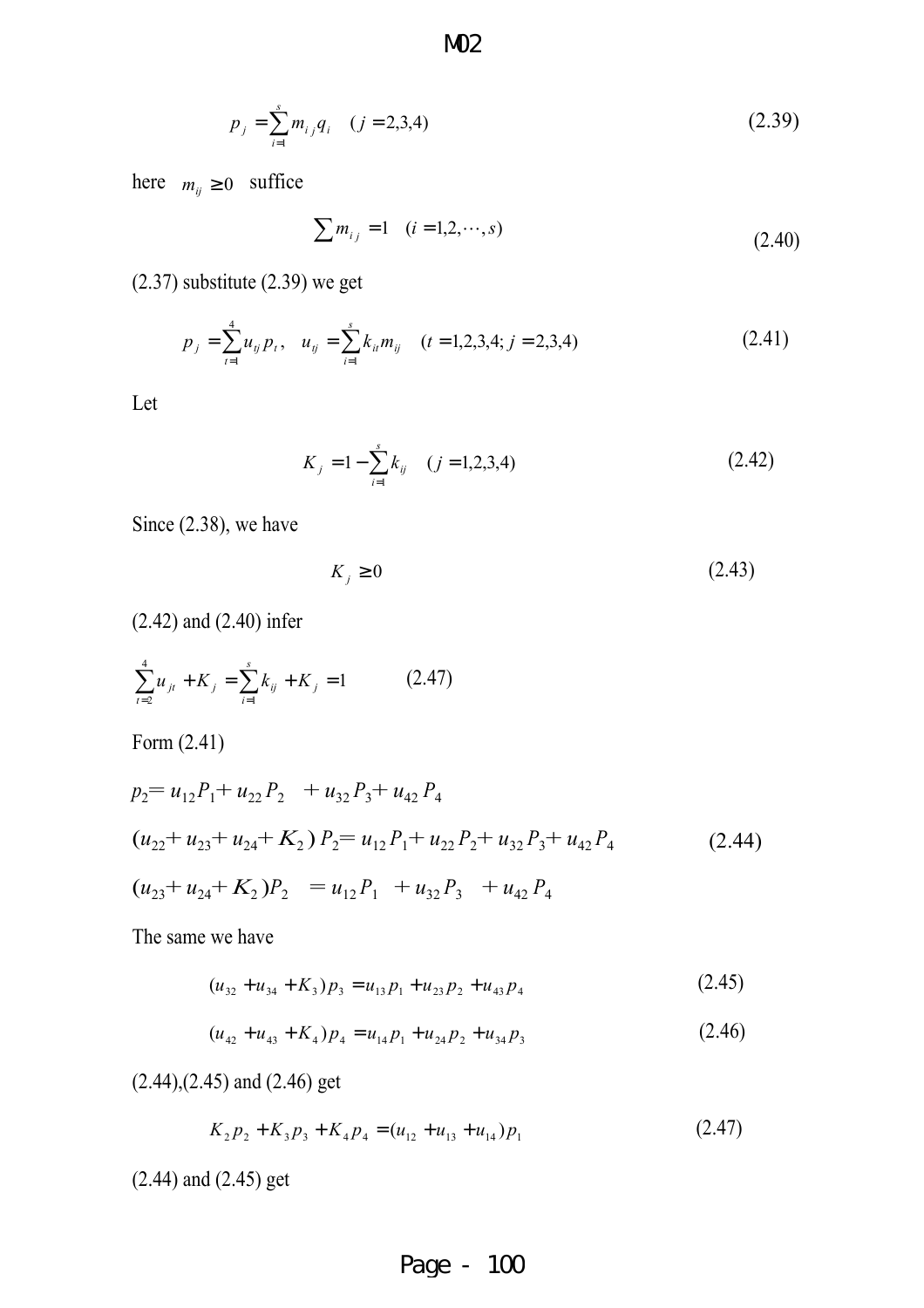$$p_j = \sum_{i=1}^{s} m_{ij} q_i \quad (j = 2,3,4) \tag{2.39}$$

here $m_{ij} \geq 0$ suffice

$$\sum m_{ij} = 1 \quad (i = 1,2,\cdots,s) \tag{2.40}$$

(2.37) substitute (2.39) we get

$$p_j = \sum_{t=1}^{4} u_{tj} p_t, \quad u_{tj} = \sum_{i=1}^{s} k_{it} m_{ij} \quad (t = 1,2,3,4; j = 2,3,4) \tag{2.41}$$

Let

$$K_j = 1 - \sum_{i=1}^{s} k_{ij} \quad (j = 1,2,3,4) \tag{2.42}$$

Since (2.38), we have

$$K_j \geq 0 \tag{2.43}$$

(2.42) and (2.40) infer

$$\sum_{t=2}^{4} u_{jt} + K_j = \sum_{i=1}^{s} k_{ij} + K_j = 1 \tag{2.47}$$

Form (2.41)

$$p_2 = u_{12} P_1 + u_{22} P_2 \quad + u_{32} P_3 + u_{42} P_4$$

$$(u_{22} + u_{23} + u_{24} + K_2) P_2 = u_{12} P_1 + u_{22} P_2 + u_{32} P_3 + u_{42} P_4 \tag{2.44}$$

$$(u_{23} + u_{24} + K_2) P_2 \quad = u_{12} P_1 \quad + u_{32} P_3 \quad + u_{42} P_4$$

The same we have

$$(u_{32} + u_{34} + K_3) p_3 = u_{13} p_1 + u_{23} p_2 + u_{43} p_4 \tag{2.45}$$

$$(u_{42} + u_{43} + K_4) p_4 = u_{14} p_1 + u_{24} p_2 + u_{34} p_3 \tag{2.46}$$

(2.44),(2.45) and (2.46) get

$$K_2 p_2 + K_3 p_3 + K_4 p_4 = (u_{12} + u_{13} + u_{14}) p_1 \tag{2.47}$$

(2.44) and (2.45) get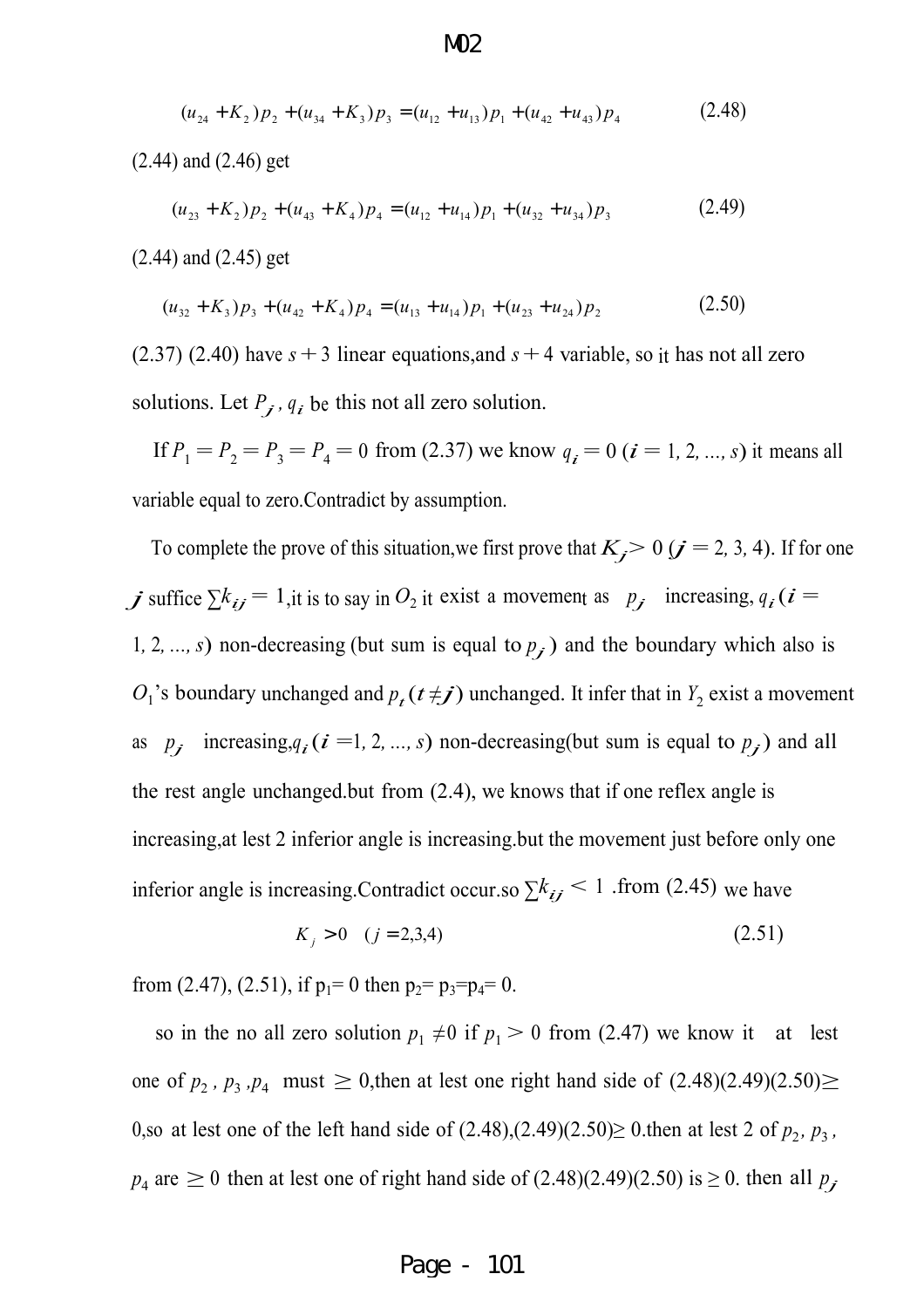$$(u_{24}+K_2)p_2+(u_{34}+K_3)p_3=(u_{12}+u_{13})p_1+(u_{42}+u_{43})p_4 \tag{2.48}$$

(2.44) and (2.46) get

$$(u_{23}+K_2)p_2+(u_{43}+K_4)p_4=(u_{12}+u_{14})p_1+(u_{32}+u_{34})p_3 \tag{2.49}$$

(2.44) and (2.45) get

$$(u_{32}+K_3)p_3+(u_{42}+K_4)p_4=(u_{13}+u_{14})p_1+(u_{23}+u_{24})p_2 \tag{2.50}$$

(2.37) (2.40) have $s+3$ linear equations,and $s+4$ variable, so it has not all zero solutions. Let $P_j$, $q_i$ be this not all zero solution.

If $P_1=P_2=P_3=P_4=0$ from (2.37) we know $q_i=0$ $(i=1,2,\ldots,s)$ it means all variable equal to zero.Contradict by assumption.

To complete the prove of this situation,we first prove that $K_j>0$ $(j=2,3,4)$. If for one $j$ suffice $\sum k_{ij}=1$,it is to say in $O_2$ it exist a movement as $p_j$ increasing, $q_i$ $(i=1,2,\ldots,s)$ non-decreasing (but sum is equal to $p_j$) and the boundary which also is $O_1$'s boundary unchanged and $p_t$ $(t\neq j)$ unchanged. It infer that in $Y_2$ exist a movement as $p_j$ increasing,$q_i$ $(i=1,2,\ldots,s)$ non-decreasing(but sum is equal to $p_j$) and all the rest angle unchanged.but from (2.4), we knows that if one reflex angle is increasing,at lest 2 inferior angle is increasing.but the movement just before only one inferior angle is increasing.Contradict occur.so $\sum k_{ij}<1$ .from (2.45) we have

$$K_j>0 \quad (j=2,3,4) \tag{2.51}$$

from (2.47), (2.51), if $p_1=0$ then $p_2=p_3=p_4=0$.

so in the no all zero solution $p_1\neq 0$ if $p_1>0$ from (2.47) we know it at lest one of $p_2$, $p_3$, $p_4$ must $\geq 0$,then at lest one right hand side of (2.48)(2.49)(2.50)$\geq 0$,so at lest one of the left hand side of (2.48),(2.49)(2.50)$\geq 0$.then at lest 2 of $p_2$, $p_3$, $p_4$ are $\geq 0$ then at lest one of right hand side of (2.48)(2.49)(2.50) is $\geq 0$. then all $p_j$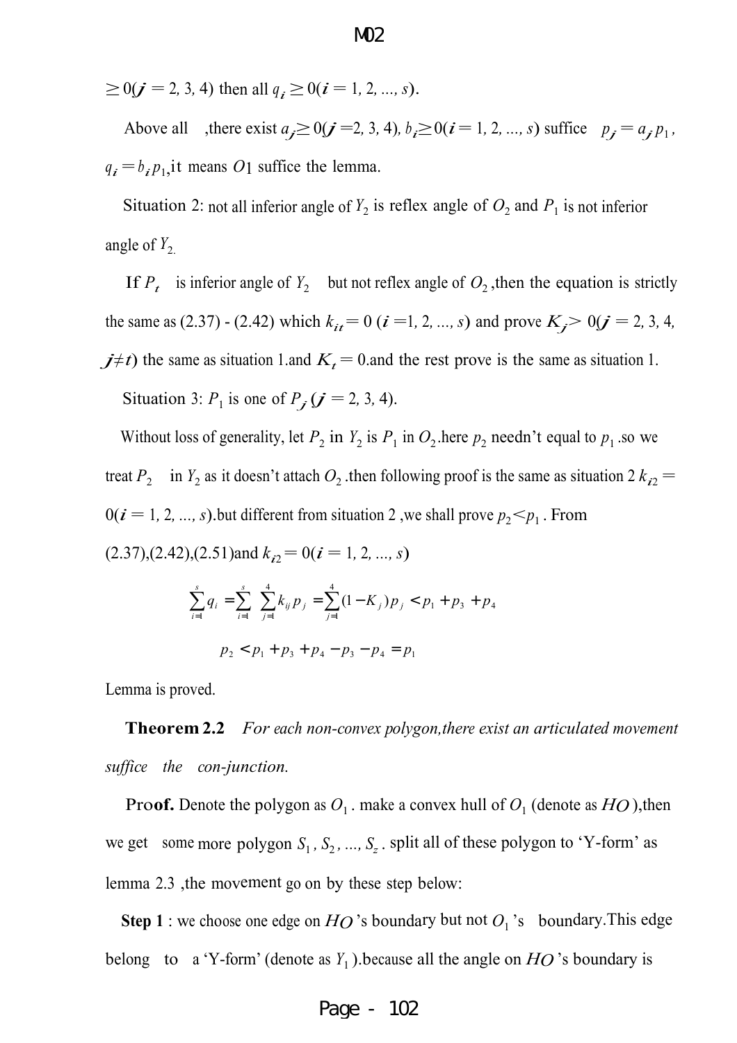$\geq 0(j = 2, 3, 4)$ then all $q_i \geq 0(i = 1, 2, ..., s)$.

Above all ,there exist $a_j \geq 0(j = 2, 3, 4)$, $b_i \geq 0(i = 1, 2, ..., s)$ suffice $p_j = a_j p_1$, $q_i = b_i p_1$,it means $O1$ suffice the lemma.

Situation 2: not all inferior angle of $Y_2$ is reflex angle of $O_2$ and $P_1$ is not inferior angle of $Y_2$.

If $P_t$ is inferior angle of $Y_2$ but not reflex angle of $O_2$,then the equation is strictly the same as (2.37) - (2.42) which $k_{it} = 0$ ($i = 1, 2, ..., s$) and prove $K_j > 0(j = 2, 3, 4, j \neq t)$ the same as situation 1.and $K_t = 0$.and the rest prove is the same as situation 1.

Situation 3: $P_1$ is one of $P_j$ ($j = 2, 3, 4$).

Without loss of generality, let $P_2$ in $Y_2$ is $P_1$ in $O_2$.here $p_2$ needn't equal to $p_1$.so we treat $P_2$ in $Y_2$ as it doesn't attach $O_2$.then following proof is the same as situation 2 $k_{i2} = 0(i = 1, 2, ..., s)$.but different from situation 2 ,we shall prove $p_2 < p_1$. From (2.37),(2.42),(2.51)and $k_{i2} = 0(i = 1, 2, ..., s)$

$$\sum_{i=1}^{s} q_i = \sum_{i=1}^{s} \sum_{j=1}^{4} k_{ij} p_j = \sum_{j=1}^{4} (1 - K_j) p_j < p_1 + p_3 + p_4$$

$$p_2 < p_1 + p_3 + p_4 - p_3 - p_4 = p_1$$

Lemma is proved.

**Theorem 2.2** *For each non-convex polygon,there exist an articulated movement suffice the con-junction.*

**Proof.** Denote the polygon as $O_1$. make a convex hull of $O_1$ (denote as $HO$),then we get some more polygon $S_1, S_2, ..., S_z$. split all of these polygon to 'Y-form' as lemma 2.3 ,the movement go on by these step below:

**Step 1** : we choose one edge on $HO$'s boundary but not $O_1$'s boundary.This edge belong to a 'Y-form' (denote as $Y_1$).because all the angle on $HO$'s boundary is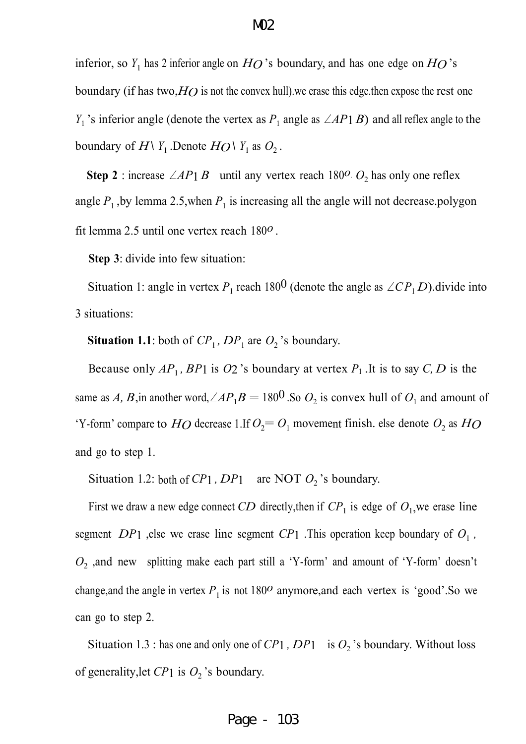inferior, so $Y_1$ has 2 inferior angle on $HO$'s boundary, and has one edge on $HO$'s boundary (if has two,$HO$ is not the convex hull).we erase this edge.then expose the rest one $Y_1$'s inferior angle (denote the vertex as $P_1$ angle as $\angle AP1\,B$) and all reflex angle to the boundary of $H \setminus Y_1$.Denote $HO \setminus Y_1$ as $O_2$.

**Step 2** : increase $\angle AP1\,B$ until any vertex reach $180^o$. $O_2$ has only one reflex angle $P_1$,by lemma 2.5,when $P_1$ is increasing all the angle will not decrease.polygon fit lemma 2.5 until one vertex reach $180^o$.

**Step 3**: divide into few situation:

Situation 1: angle in vertex $P_1$ reach $180^0$ (denote the angle as $\angle CP_1D$).divide into 3 situations:

**Situation 1.1**: both of $CP_1$, $DP_1$ are $O_2$'s boundary.

Because only $AP_1$, $BP1$ is $O2$'s boundary at vertex $P_1$.It is to say $C, D$ is the same as $A, B$,in another word,$\angle AP_1B = 180^0$.So $O_2$ is convex hull of $O_1$ and amount of 'Y-form' compare to $HO$ decrease 1.If $O_2 = O_1$ movement finish. else denote $O_2$ as $HO$ and go to step 1.

Situation 1.2: both of $CP1$, $DP1$ are NOT $O_2$'s boundary.

First we draw a new edge connect $CD$ directly,then if $CP_1$ is edge of $O_1$,we erase line segment $DP1$,else we erase line segment $CP1$.This operation keep boundary of $O_1$, $O_2$,and new splitting make each part still a 'Y-form' and amount of 'Y-form' doesn't change,and the angle in vertex $P_1$ is not $180^o$ anymore,and each vertex is 'good'.So we can go to step 2.

Situation 1.3 : has one and only one of $CP1$, $DP1$ is $O_2$'s boundary. Without loss of generality,let $CP1$ is $O_2$'s boundary.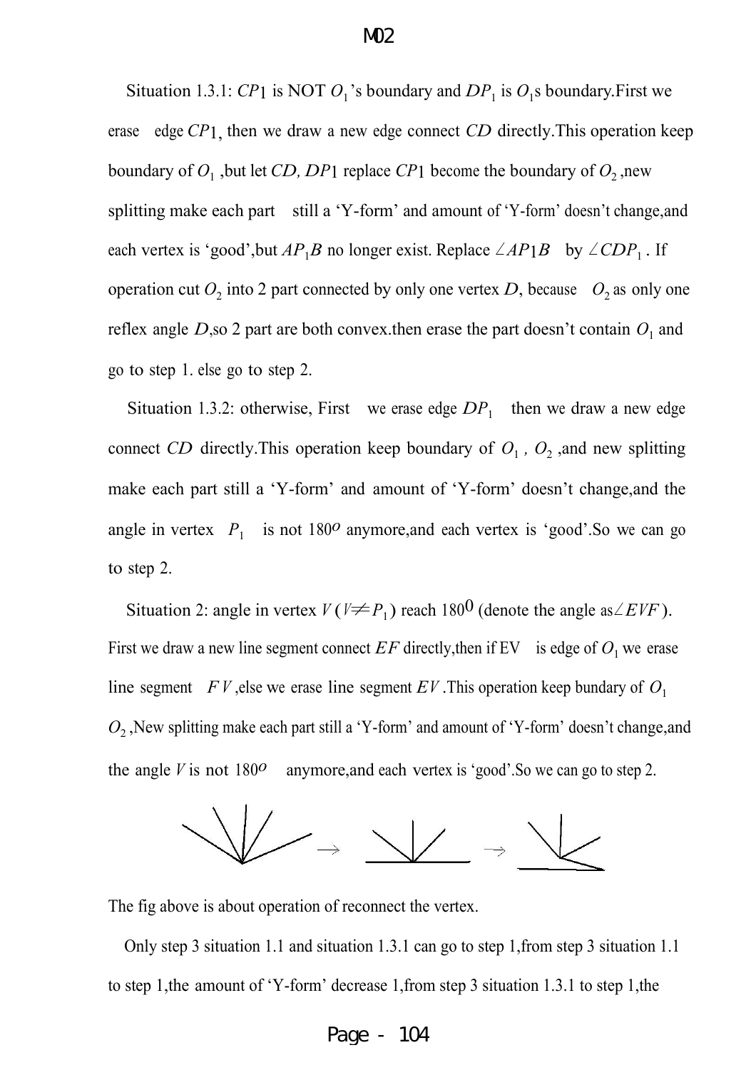Situation 1.3.1: $CP1$ is NOT $O_1$'s boundary and $DP_1$ is $O_1$s boundary.First we erase edge $CP1$, then we draw a new edge connect $CD$ directly.This operation keep boundary of $O_1$ ,but let $CD$, $DP1$ replace $CP1$ become the boundary of $O_2$ ,new splitting make each part still a 'Y-form' and amount of 'Y-form' doesn't change,and each vertex is 'good',but $AP_1B$ no longer exist. Replace $\angle AP1B$ by $\angle CDP_1$ . If operation cut $O_2$ into 2 part connected by only one vertex $D$, because $O_2$ as only one reflex angle $D$,so 2 part are both convex.then erase the part doesn't contain $O_1$ and go to step 1. else go to step 2.

Situation 1.3.2: otherwise, First we erase edge $DP_1$ then we draw a new edge connect $CD$ directly.This operation keep boundary of $O_1$ , $O_2$ ,and new splitting make each part still a 'Y-form' and amount of 'Y-form' doesn't change,and the angle in vertex $P_1$ is not $180^o$ anymore,and each vertex is 'good'.So we can go to step 2.

Situation 2: angle in vertex $V$ ($V \neq P_1$) reach $180^0$ (denote the angle as $\angle EVF$). First we draw a new line segment connect $EF$ directly,then if EV is edge of $O_1$ we erase line segment $FV$ ,else we erase line segment $EV$ .This operation keep bundary of $O_1$ $O_2$ ,New splitting make each part still a 'Y-form' and amount of 'Y-form' doesn't change,and the angle $V$ is not $180^o$ anymore,and each vertex is 'good'.So we can go to step 2.

The fig above is about operation of reconnect the vertex.

Only step 3 situation 1.1 and situation 1.3.1 can go to step 1,from step 3 situation 1.1 to step 1,the amount of 'Y-form' decrease 1,from step 3 situation 1.3.1 to step 1,the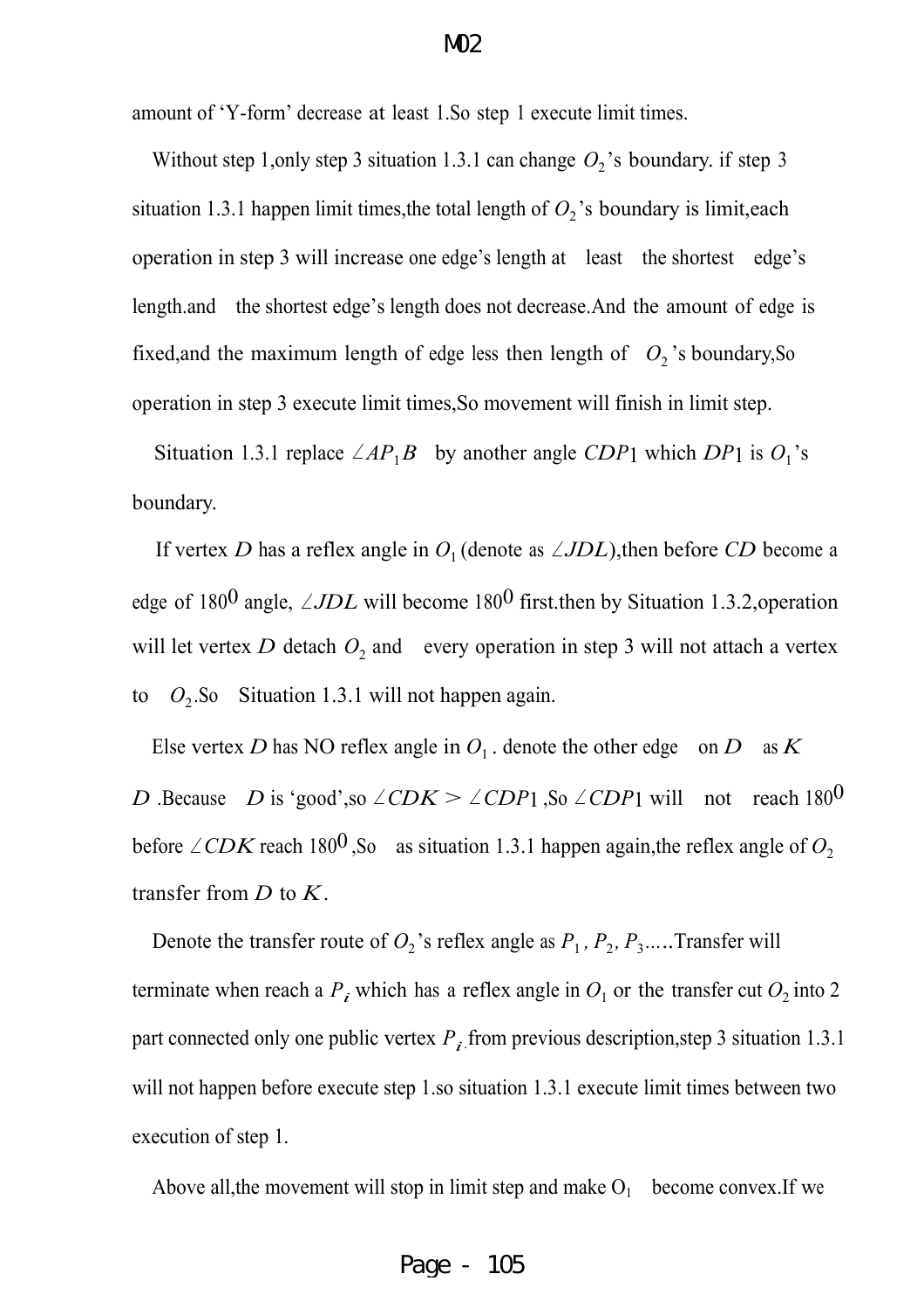amount of 'Y-form' decrease at least 1.So step 1 execute limit times.

Without step 1,only step 3 situation 1.3.1 can change $O_2$'s boundary. if step 3 situation 1.3.1 happen limit times,the total length of $O_2$'s boundary is limit,each operation in step 3 will increase one edge's length at least the shortest edge's length.and the shortest edge's length does not decrease.And the amount of edge is fixed,and the maximum length of edge less then length of $O_2$'s boundary,So operation in step 3 execute limit times,So movement will finish in limit step.

Situation 1.3.1 replace $\angle AP_1B$ by another angle $CDP1$ which $DP1$ is $O_1$'s boundary.

If vertex $D$ has a reflex angle in $O_1$ (denote as $\angle JDL$),then before $CD$ become a edge of $180^0$ angle, $\angle JDL$ will become $180^0$ first.then by Situation 1.3.2,operation will let vertex $D$ detach $O_2$ and every operation in step 3 will not attach a vertex to $O_2$.So Situation 1.3.1 will not happen again.

Else vertex $D$ has NO reflex angle in $O_1$. denote the other edge on $D$ as $K$ $D$ .Because $D$ is 'good',so $\angle CDK > \angle CDP1$ ,So $\angle CDP1$ will not reach $180^0$ before $\angle CDK$ reach $180^0$ ,So as situation 1.3.1 happen again,the reflex angle of $O_2$ transfer from $D$ to $K$.

Denote the transfer route of $O_2$'s reflex angle as $P_1$, $P_2$, $P_3$.....Transfer will terminate when reach a $P_i$ which has a reflex angle in $O_1$ or the transfer cut $O_2$ into 2 part connected only one public vertex $P_i$.from previous description,step 3 situation 1.3.1 will not happen before execute step 1.so situation 1.3.1 execute limit times between two execution of step 1.

Above all,the movement will stop in limit step and make $O_1$ become convex.If we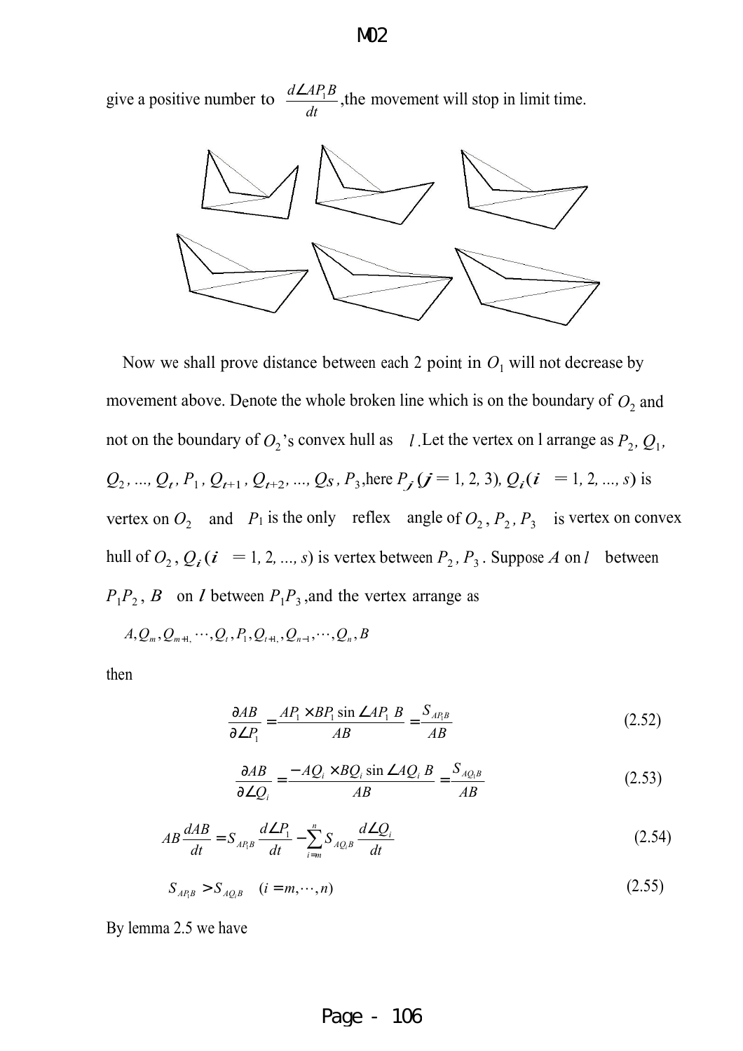give a positive number to $\frac{d\angle AP_1B}{dt}$,the movement will stop in limit time.

Now we shall prove distance between each 2 point in $O_1$ will not decrease by movement above. Denote the whole broken line which is on the boundary of $O_2$ and not on the boundary of $O_2$'s convex hull as $l$. Let the vertex on l arrange as $P_2, Q_1, Q_2, ..., Q_t, P_1, Q_{t+1}, Q_{t+2}, ..., Q_S, P_3$,here $P_j\,(j = 1, 2, 3)$, $Q_i\,(i = 1, 2, ..., s)$ is vertex on $O_2$ and $P_1$ is the only reflex angle of $O_2$, $P_2, P_3$ is vertex on convex hull of $O_2$, $Q_i\,(i = 1, 2, ..., s)$ is vertex between $P_2, P_3$. Suppose $A$ on $l$ between $P_1P_2$, $B$ on $l$ between $P_1P_3$ ,and the vertex arrange as

$$A, Q_m, Q_{m+1}, \cdots, Q_t, P_1, Q_{t+1}, Q_{n-1}, \cdots, Q_n, B$$

then

$$\frac{\partial AB}{\partial \angle P_1} = \frac{AP_1 \times BP_1 \sin \angle AP_1 B}{AB} = \frac{S_{AP_1B}}{AB} \tag{2.52}$$

$$\frac{\partial AB}{\partial \angle Q_i} = \frac{-AQ_i \times BQ_i \sin \angle AQ_i B}{AB} = \frac{S_{AQ_iB}}{AB} \tag{2.53}$$

$$AB\frac{dAB}{dt} = S_{AP_1B}\frac{d\angle P_1}{dt} - \sum_{i=m}^{n} S_{AQ_iB}\frac{d\angle Q_i}{dt} \tag{2.54}$$

$$S_{AP_1B} > S_{AQ_iB} \quad (i = m, \cdots, n) \tag{2.55}$$

By lemma 2.5 we have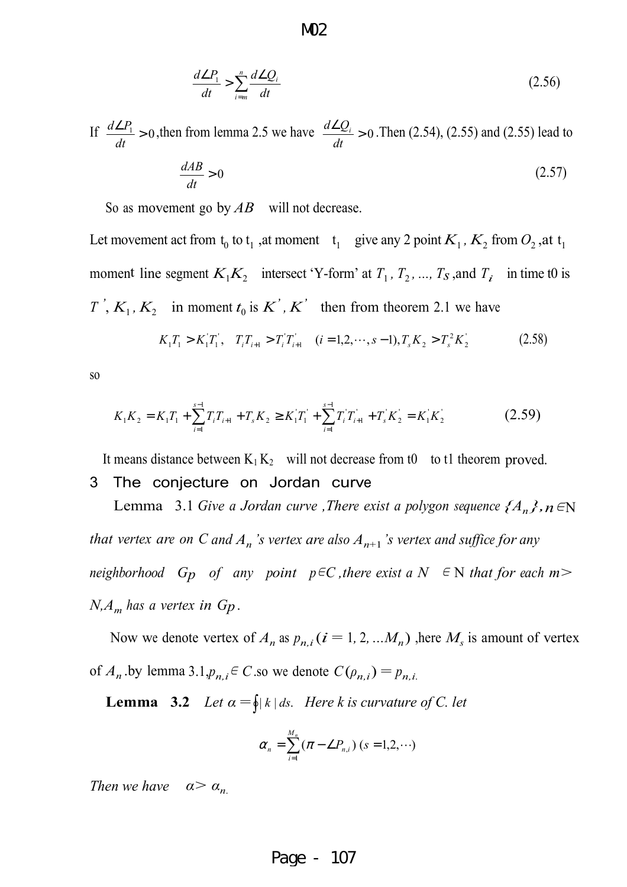$$\frac{d\angle P_1}{dt} > \sum_{i=m}^{n} \frac{d\angle Q_i}{dt} \tag{2.56}$$

If $\frac{d\angle P_1}{dt} > 0$, then from lemma 2.5 we have $\frac{d\angle Q_i}{dt} > 0$. Then (2.54), (2.55) and (2.55) lead to

$$\frac{dAB}{dt} > 0 \tag{2.57}$$

So as movement go by $AB$ will not decrease.

Let movement act from $t_0$ to $t_1$, at moment $t_1$ give any 2 point $K_1$, $K_2$ from $O_2$, at $t_1$ moment line segment $K_1K_2$ intersect 'Y-form' at $T_1, T_2, ..., T_S$, and $T_i$ in time t0 is $T^{'}, K_1, K_2$ in moment $t_0$ is $K^{'}, K^{'}$ then from theorem 2.1 we have

$$K_1T_1 > K_1^{'}T_1^{'}, \quad T_iT_{i+1} > T_i^{'}T_{i+1}^{'} \quad (i = 1,2,\cdots,s-1), T_sK_2 > T_s^{2}K_2^{'} \tag{2.58}$$

so

$$K_1K_2 = K_1T_1 + \sum_{i=1}^{s-1} T_iT_{i+1} + T_sK_2 \geq K_1^{'}T_1^{'} + \sum_{i=1}^{s-1} T_i^{'}T_{i+1}^{'} + T_s^{'}K_2^{'} = K_1^{'}K_2^{'} \tag{2.59}$$

It means distance between $K_1 K_2$ will not decrease from t0 to t1 theorem proved.

# 3 The conjecture on Jordan curve

Lemma 3.1 *Give a Jordan curve ,There exist a polygon sequence $\{A_n\}, n \in$ N that vertex are on C and $A_n$'s vertex are also $A_{n+1}$'s vertex and suffice for any neighborhood $G_P$ of any point $p \in C$, there exist a N $\in$ N that for each m> N,$A_m$ has a vertex in $G_P$.*

Now we denote vertex of $A_n$ as $p_{n,i}$ ($i$ = 1, 2, ...$M_n$) ,here $M_s$ is amount of vertex of $A_n$ .by lemma 3.1,$p_{n,i} \in C$ .so we denote $C(\rho_{n,i}) = p_{n,i}$.

**Lemma 3.2** *Let $\alpha = \oint |k|\, ds$. Here k is curvature of C. let*

$$\alpha_n = \sum_{i=1}^{M_n} (\pi - \angle P_{n,i}) \; (s = 1,2,\cdots)$$

*Then we have $\alpha > \alpha_n$.*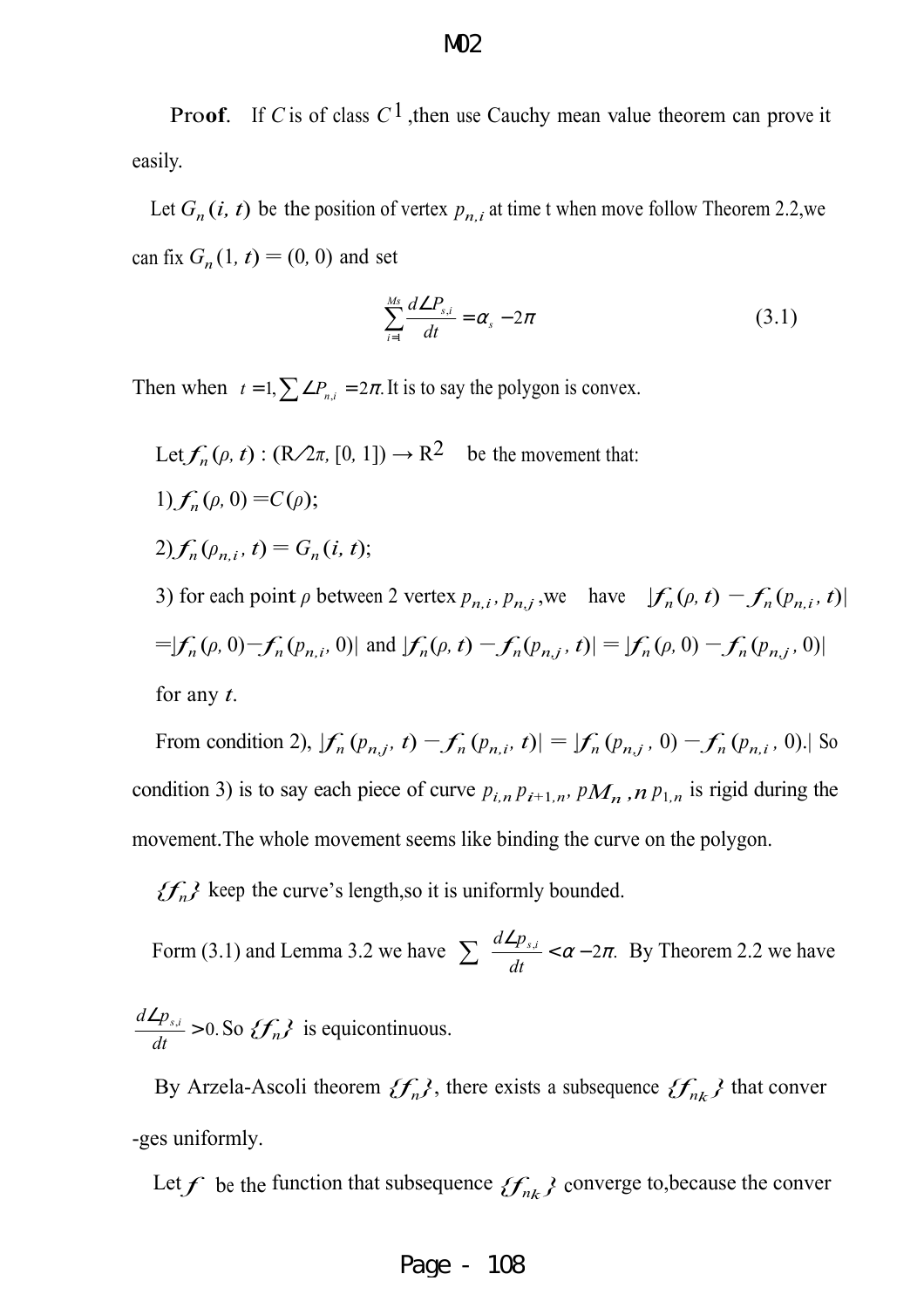**Proof.** If $C$ is of class $C^1$,then use Cauchy mean value theorem can prove it easily.

Let $G_n(i, t)$ be the position of vertex $p_{n,i}$ at time t when move follow Theorem 2.2,we can fix $G_n(1, t) = (0, 0)$ and set

$$\sum_{i=1}^{Ms} \frac{d\angle P_{s,i}}{dt} = \alpha_s - 2\pi \tag{3.1}$$

Then when $t = 1, \sum \angle P_{n,i} = 2\pi$. It is to say the polygon is convex.

Let $f_n(\rho, t) : (R/2\pi, [0, 1]) \to R^2$ be the movement that:

1) $f_n(\rho, 0) = C(\rho)$;

2) $f_n(\rho_{n,i}, t) = G_n(i, t)$;

3) for each point $\rho$ between 2 vertex $p_{n,i}, p_{n,j}$, we have $|f_n(\rho, t) - f_n(p_{n,i}, t)| = |f_n(\rho, 0) - f_n(p_{n,i}, 0)|$ and $|f_n(\rho, t) - f_n(p_{n,j}, t)| = |f_n(\rho, 0) - f_n(p_{n,j}, 0)|$ for any $t$.

From condition 2), $|f_n(p_{n,j}, t) - f_n(p_{n,i}, t)| = |f_n(p_{n,j}, 0) - f_n(p_{n,i}, 0)|$. So condition 3) is to say each piece of curve $p_{i,n}p_{i+1,n}, pM_{n,n}p_{1,n}$ is rigid during the movement.The whole movement seems like binding the curve on the polygon.

$\{f_n\}$ keep the curve's length,so it is uniformly bounded.

Form (3.1) and Lemma 3.2 we have $\sum \frac{d\angle p_{s,i}}{dt} < \alpha - 2\pi$. By Theorem 2.2 we have $\frac{d\angle p_{s,i}}{dt} > 0$. So $\{f_n\}$ is equicontinuous.

By Arzela-Ascoli theorem $\{f_n\}$, there exists a subsequence $\{f_{nk}\}$ that converges uniformly.

Let $f$ be the function that subsequence $\{f_{nk}\}$ converge to,because the conver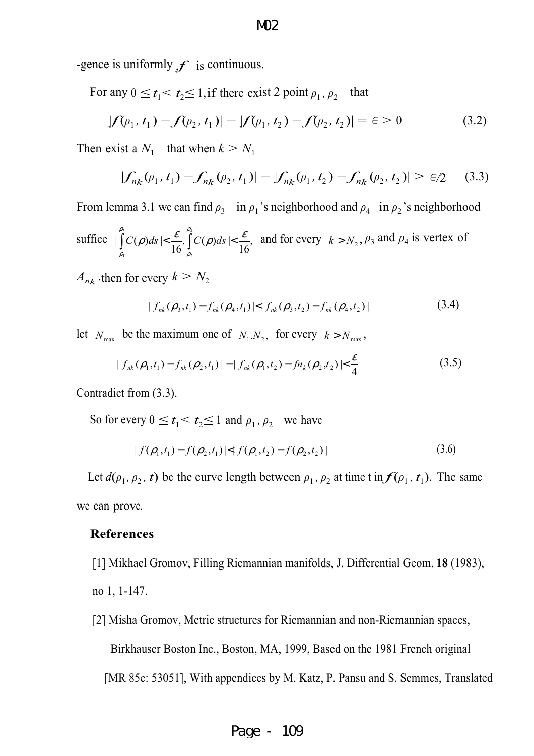-gence is uniformly $f$ is continuous.

For any $0 \le t_1 < t_2 \le 1$, if there exist 2 point $\rho_1, \rho_2$ that

$$|f(\rho_1, t_1) - f(\rho_2, t_1)| - |f(\rho_1, t_2) - f(\rho_2, t_2)| = \in > 0 \tag{3.2}$$

Then exist a $N_1$ that when $k > N_1$

$$|f_{nk}(\rho_1, t_1) - f_{nk}(\rho_2, t_1)| - |f_{nk}(\rho_1, t_2) - f_{nk}(\rho_2, t_2)| > \in/2 \tag{3.3}$$

From lemma 3.1 we can find $\rho_3$ in $\rho_1$'s neighborhood and $\rho_4$ in $\rho_2$'s neighborhood suffice $|\int_{\rho_1}^{\rho_3} C(\rho)ds| < \frac{\varepsilon}{16}, \int_{\rho_2}^{\rho_4} C(\rho)ds| < \frac{\varepsilon}{16},$ and for every $k > N_2$, $\rho_3$ and $\rho_4$ is vertex of $A_{nk}$. then for every $k > N_2$

$$| f_{nk}(\rho_3, t_1) - f_{nk}(\rho_4, t_1) | < | f_{nk}(\rho_3, t_2) - f_{nk}(\rho_4, t_2) | \tag{3.4}$$

let $N_{\max}$ be the maximum one of $N_1 . N_2$, for every $k > N_{\max}$,

$$| f_{nk}(\rho_1, t_1) - f_{nk}(\rho_2, t_1) | - | f_{nk}(\rho_1, t_2) - fn_k(\rho_2, t_2) | < \frac{\varepsilon}{4} \tag{3.5}$$

Contradict from (3.3).

So for every $0 \le t_1 < t_2 \le 1$ and $\rho_1, \rho_2$ we have

$$| f(\rho_1, t_1) - f(\rho_2, t_1) | < | f(\rho_1, t_2) - f(\rho_2, t_2) | \tag{3.6}$$

Let $d(\rho_1, \rho_2, t)$ be the curve length between $\rho_1, \rho_2$ at time t in $f(\rho_1, t_1)$. The same we can prove.

## References

[1] Mikhael Gromov, Filling Riemannian manifolds, J. Differential Geom. **18** (1983), no 1, 1-147.

[2] Misha Gromov, Metric structures for Riemannian and non-Riemannian spaces, Birkhauser Boston Inc., Boston, MA, 1999, Based on the 1981 French original [MR 85e: 53051], With appendices by M. Katz, P. Pansu and S. Semmes, Translated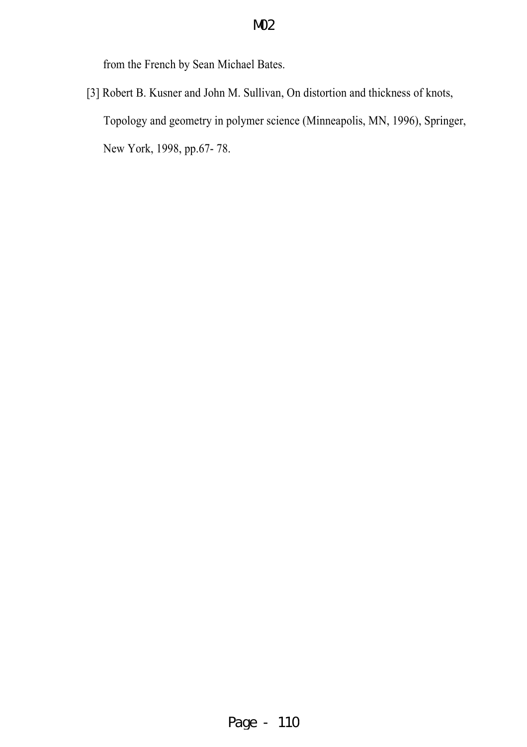from the French by Sean Michael Bates.

[3] Robert B. Kusner and John M. Sullivan, On distortion and thickness of knots, Topology and geometry in polymer science (Minneapolis, MN, 1996), Springer, New York, 1998, pp.67- 78.